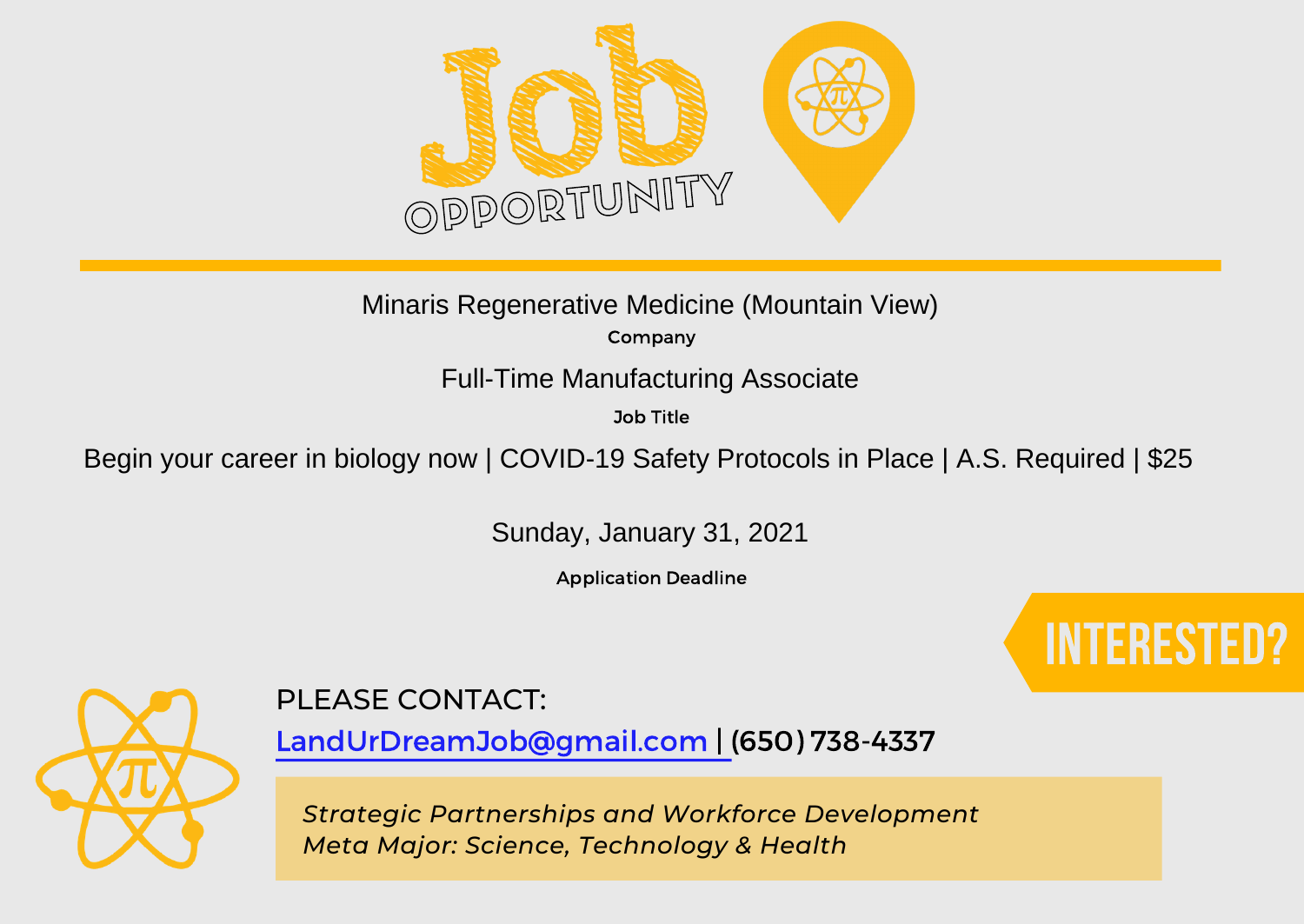# Job OPPORTUNITY

Minaris Regenerative Medicine (Mountain View)

**Company**

Full-Time Manufacturing Associate

**Job Title**

Begin your career in biology now | COVID-19 Safety Protocols in Place | A.S. Required | $25

Sunday, January 31, 2021

**Application Deadline**

## INTERESTED?

PLEASE CONTACT:

LandUrDreamJob@gmail.com | (650) 738-4337

*Strategic Partnerships and Workforce Development*
*Meta Major: Science, Technology & Health*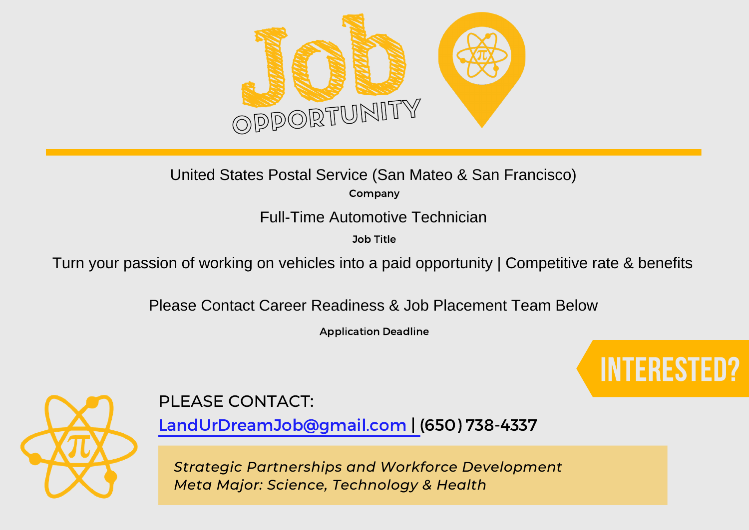# Job OPPORTUNITY

United States Postal Service (San Mateo & San Francisco)

**Company**

Full-Time Automotive Technician

**Job Title**

Turn your passion of working on vehicles into a paid opportunity | Competitive rate & benefits

Please Contact Career Readiness & Job Placement Team Below

**Application Deadline**

## INTERESTED?

PLEASE CONTACT:

LandUrDreamJob@gmail.com | (650) 738-4337

*Strategic Partnerships and Workforce Development*
*Meta Major: Science, Technology & Health*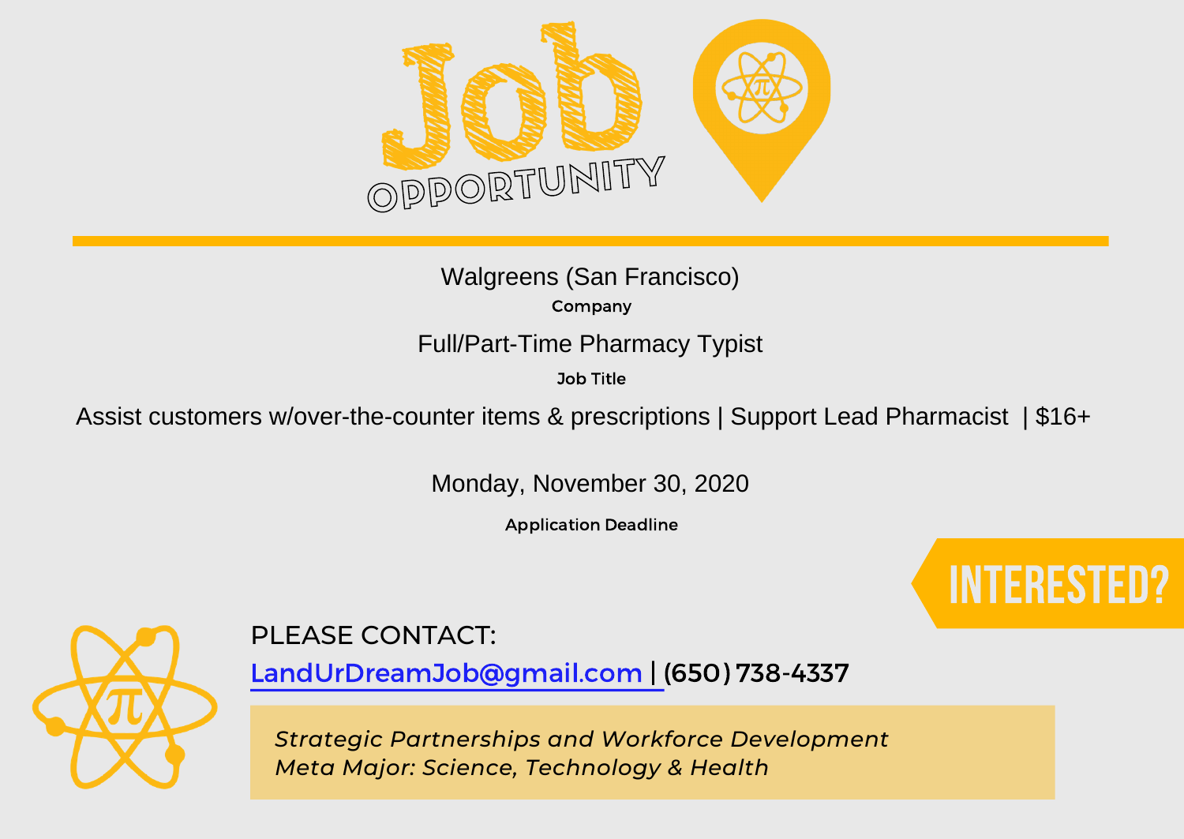# Job OPPORTUNITY

Walgreens (San Francisco)

**Company**

Full/Part-Time Pharmacy Typist

**Job Title**

Assist customers w/over-the-counter items & prescriptions | Support Lead Pharmacist | $16+

Monday, November 30, 2020

**Application Deadline**

## INTERESTED?

PLEASE CONTACT:

LandUrDreamJob@gmail.com | (650) 738-4337

*Strategic Partnerships and Workforce Development*
*Meta Major: Science, Technology & Health*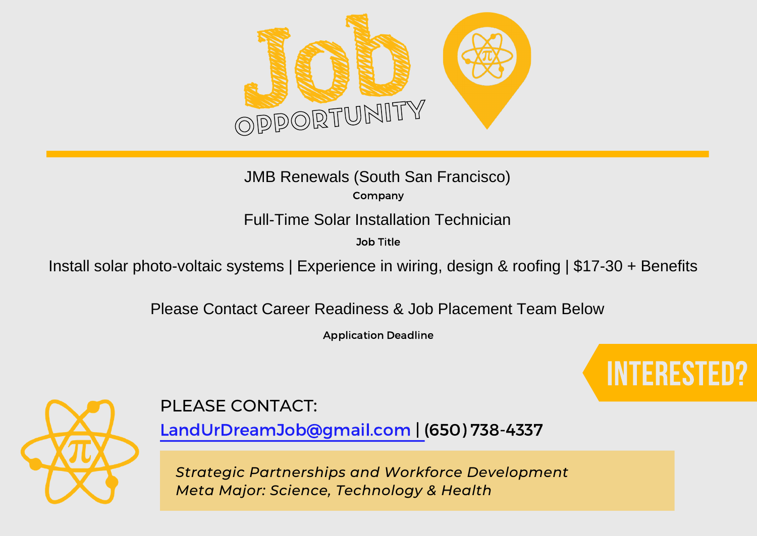# Job OPPORTUNITY

JMB Renewals (South San Francisco)

**Company**

Full-Time Solar Installation Technician

**Job Title**

Install solar photo-voltaic systems | Experience in wiring, design & roofing | $17-30 + Benefits

Please Contact Career Readiness & Job Placement Team Below

**Application Deadline**

## INTERESTED?

PLEASE CONTACT:

LandUrDreamJob@gmail.com | (650) 738-4337

*Strategic Partnerships and Workforce Development*
*Meta Major: Science, Technology & Health*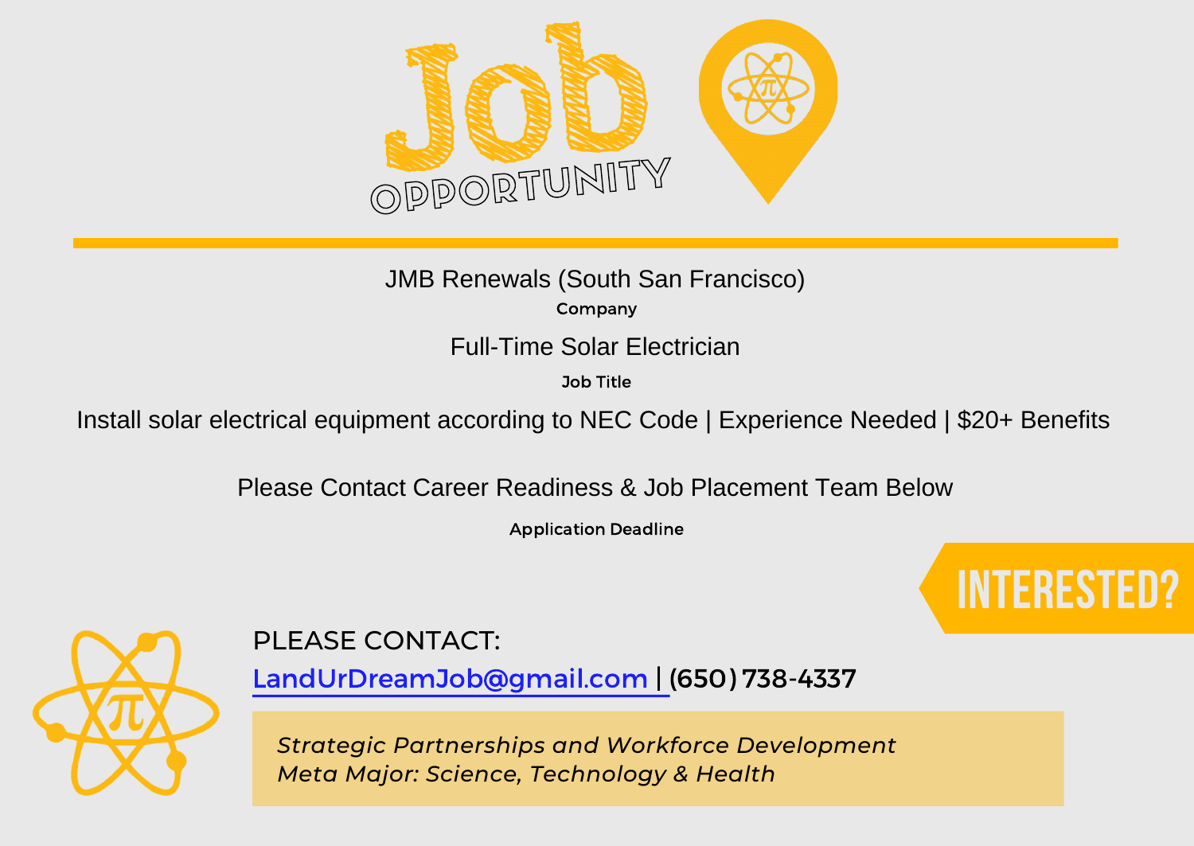# Job OPPORTUNITY

JMB Renewals (South San Francisco)

**Company**

Full-Time Solar Electrician

**Job Title**

Install solar electrical equipment according to NEC Code | Experience Needed | $20+ Benefits

Please Contact Career Readiness & Job Placement Team Below

**Application Deadline**

## INTERESTED?

PLEASE CONTACT:

LandUrDreamJob@gmail.com | (650) 738-4337

*Strategic Partnerships and Workforce Development*
*Meta Major: Science, Technology & Health*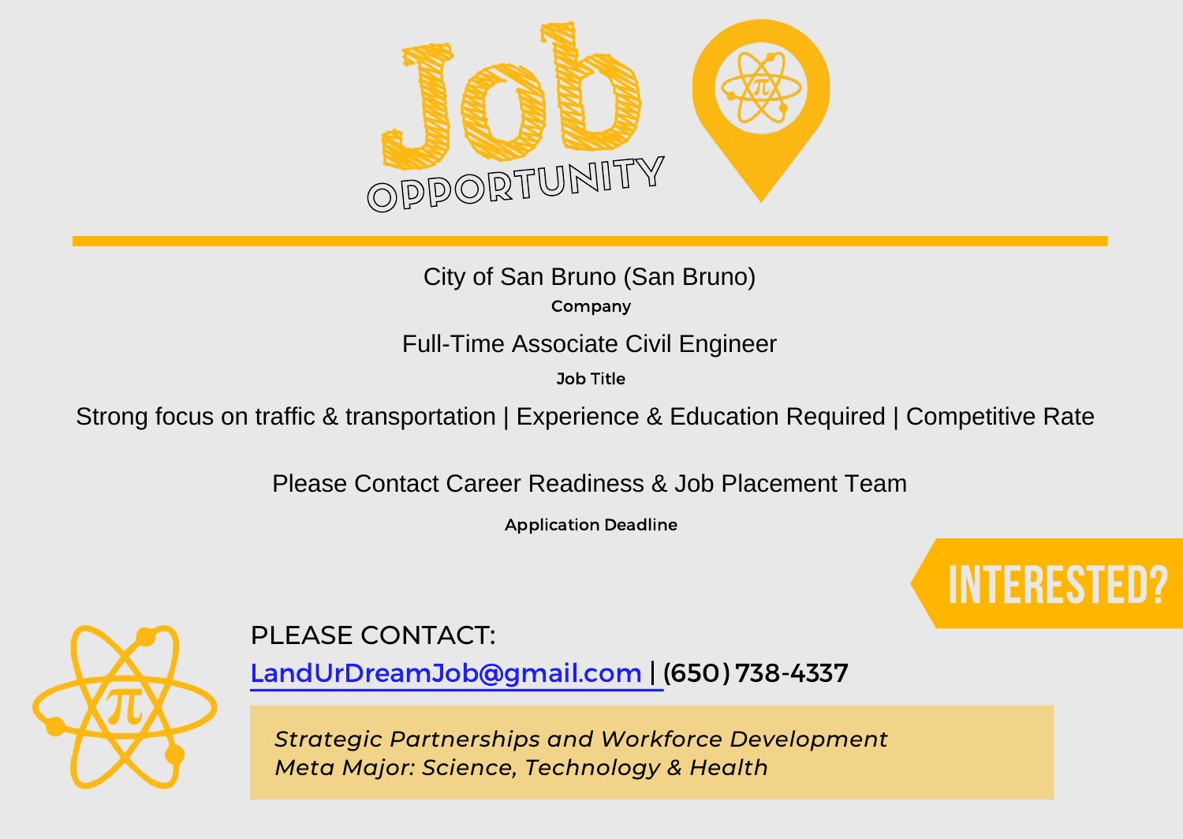# Job OPPORTUNITY

City of San Bruno (San Bruno)

**Company**

Full-Time Associate Civil Engineer

**Job Title**

Strong focus on traffic & transportation | Experience & Education Required | Competitive Rate

Please Contact Career Readiness & Job Placement Team

**Application Deadline**

## INTERESTED?

PLEASE CONTACT:

LandUrDreamJob@gmail.com | (650) 738-4337

*Strategic Partnerships and Workforce Development*
*Meta Major: Science, Technology & Health*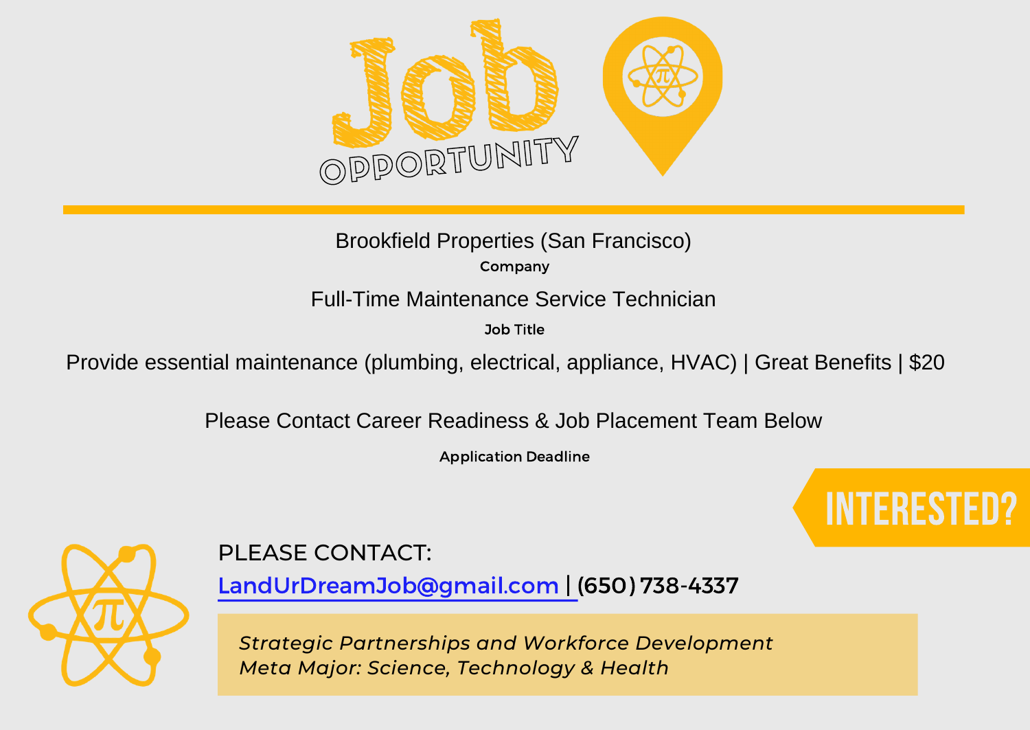# Job Opportunity

Brookfield Properties (San Francisco)

Company

Full-Time Maintenance Service Technician

Job Title

Provide essential maintenance (plumbing, electrical, appliance, HVAC) | Great Benefits | $20

Please Contact Career Readiness & Job Placement Team Below

Application Deadline

**INTERESTED?**

PLEASE CONTACT:

LandUrDreamJob@gmail.com | (650) 738-4337

*Strategic Partnerships and Workforce Development*
*Meta Major: Science, Technology & Health*